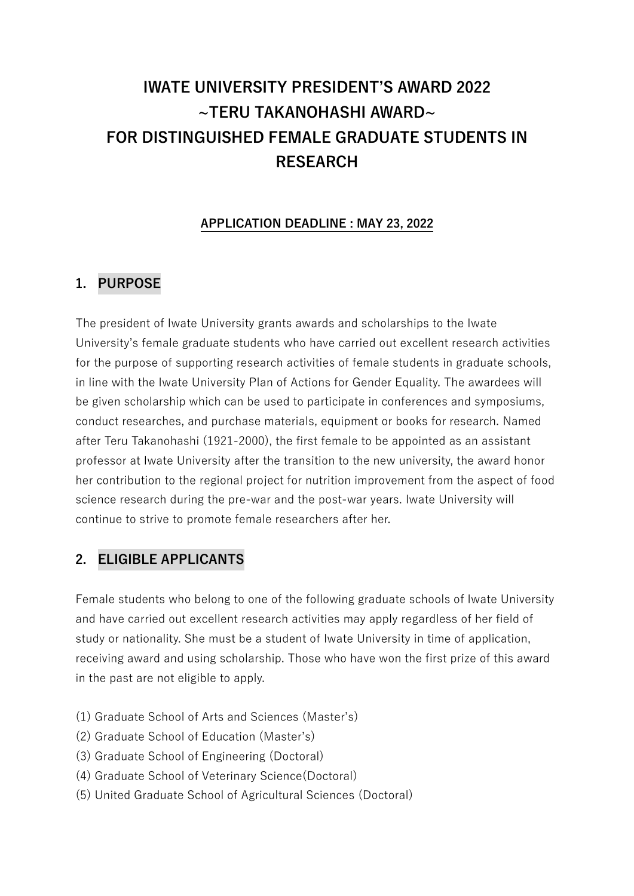# IWATE UNIVERSITY PRESIDENT'S AWARD 2022
# ~TERU TAKANOHASHI AWARD~
# FOR DISTINGUISHED FEMALE GRADUATE STUDENTS IN RESEARCH

**APPLICATION DEADLINE : MAY 23, 2022**

## 1. PURPOSE

The president of Iwate University grants awards and scholarships to the Iwate University's female graduate students who have carried out excellent research activities for the purpose of supporting research activities of female students in graduate schools, in line with the Iwate University Plan of Actions for Gender Equality. The awardees will be given scholarship which can be used to participate in conferences and symposiums, conduct researches, and purchase materials, equipment or books for research. Named after Teru Takanohashi (1921-2000), the first female to be appointed as an assistant professor at Iwate University after the transition to the new university, the award honor her contribution to the regional project for nutrition improvement from the aspect of food science research during the pre-war and the post-war years. Iwate University will continue to strive to promote female researchers after her.

## 2. ELIGIBLE APPLICANTS

Female students who belong to one of the following graduate schools of Iwate University and have carried out excellent research activities may apply regardless of her field of study or nationality. She must be a student of Iwate University in time of application, receiving award and using scholarship. Those who have won the first prize of this award in the past are not eligible to apply.

(1) Graduate School of Arts and Sciences (Master's)
(2) Graduate School of Education (Master's)
(3) Graduate School of Engineering (Doctoral)
(4) Graduate School of Veterinary Science(Doctoral)
(5) United Graduate School of Agricultural Sciences (Doctoral)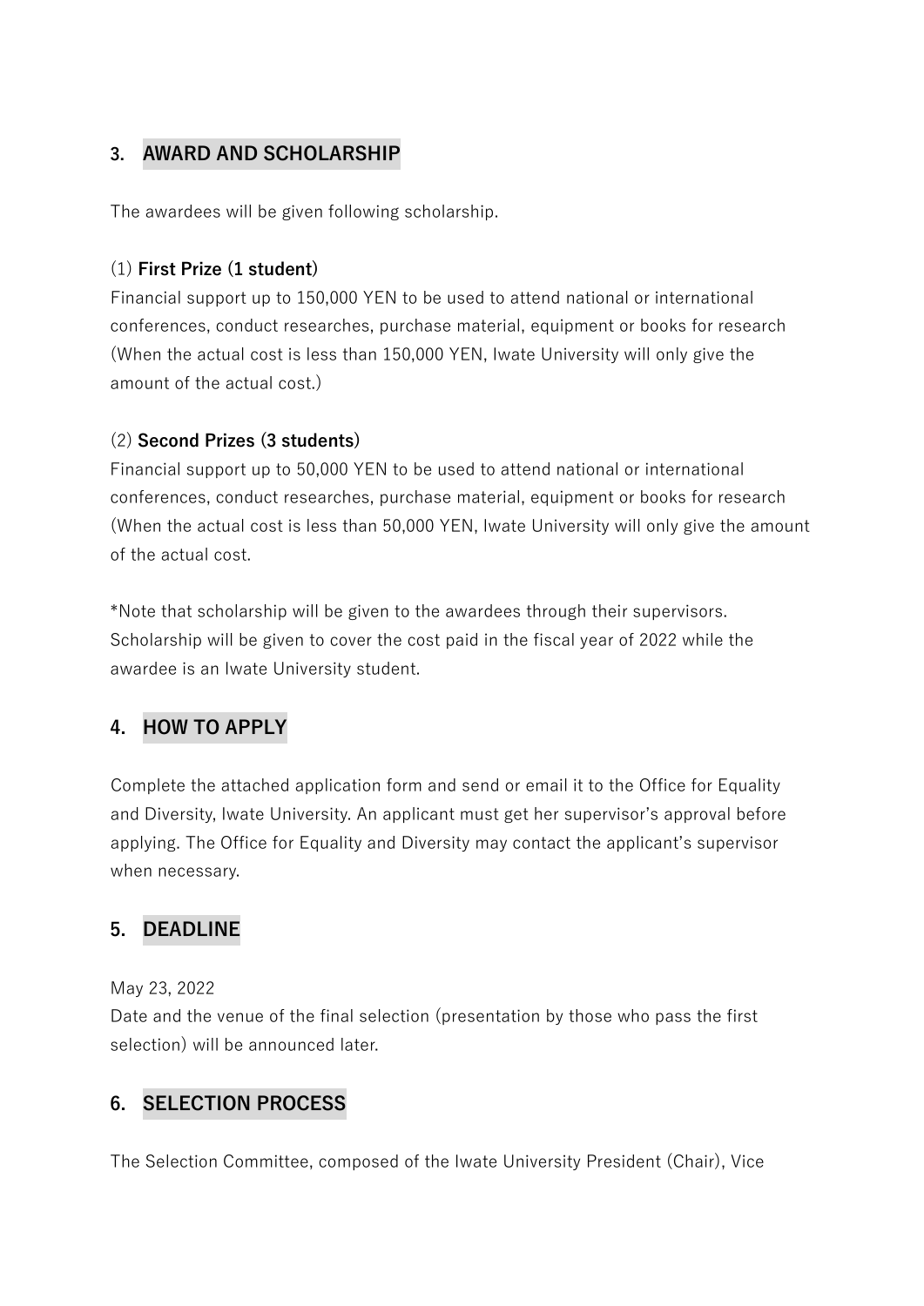## 3. AWARD AND SCHOLARSHIP

The awardees will be given following scholarship.

(1) **First Prize (1 student)**
Financial support up to 150,000 YEN to be used to attend national or international conferences, conduct researches, purchase material, equipment or books for research (When the actual cost is less than 150,000 YEN, Iwate University will only give the amount of the actual cost.)

(2) **Second Prizes (3 students)**
Financial support up to 50,000 YEN to be used to attend national or international conferences, conduct researches, purchase material, equipment or books for research (When the actual cost is less than 50,000 YEN, Iwate University will only give the amount of the actual cost.

*Note that scholarship will be given to the awardees through their supervisors. Scholarship will be given to cover the cost paid in the fiscal year of 2022 while the awardee is an Iwate University student.

## 4. HOW TO APPLY

Complete the attached application form and send or email it to the Office for Equality and Diversity, Iwate University. An applicant must get her supervisor's approval before applying. The Office for Equality and Diversity may contact the applicant's supervisor when necessary.

## 5. DEADLINE

May 23, 2022
Date and the venue of the final selection (presentation by those who pass the first selection) will be announced later.

## 6. SELECTION PROCESS

The Selection Committee, composed of the Iwate University President (Chair), Vice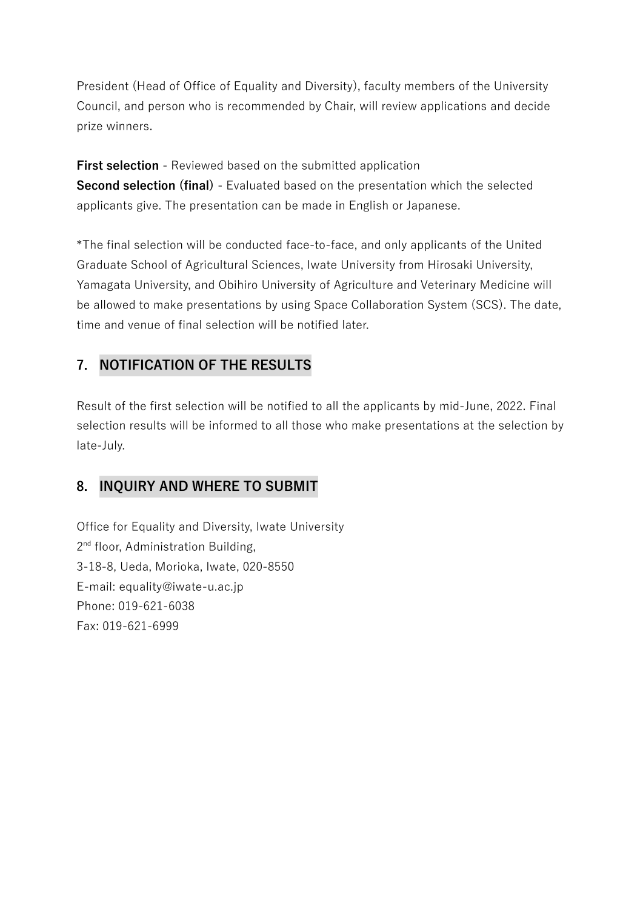President (Head of Office of Equality and Diversity), faculty members of the University Council, and person who is recommended by Chair, will review applications and decide prize winners.

**First selection** - Reviewed based on the submitted application
**Second selection (final)** - Evaluated based on the presentation which the selected applicants give. The presentation can be made in English or Japanese.

*The final selection will be conducted face-to-face, and only applicants of the United Graduate School of Agricultural Sciences, Iwate University from Hirosaki University, Yamagata University, and Obihiro University of Agriculture and Veterinary Medicine will be allowed to make presentations by using Space Collaboration System (SCS). The date, time and venue of final selection will be notified later.

## 7. NOTIFICATION OF THE RESULTS

Result of the first selection will be notified to all the applicants by mid-June, 2022. Final selection results will be informed to all those who make presentations at the selection by late-July.

## 8. INQUIRY AND WHERE TO SUBMIT

Office for Equality and Diversity, Iwate University
2nd floor, Administration Building,
3-18-8, Ueda, Morioka, Iwate, 020-8550
E-mail: equality@iwate-u.ac.jp
Phone: 019-621-6038
Fax: 019-621-6999